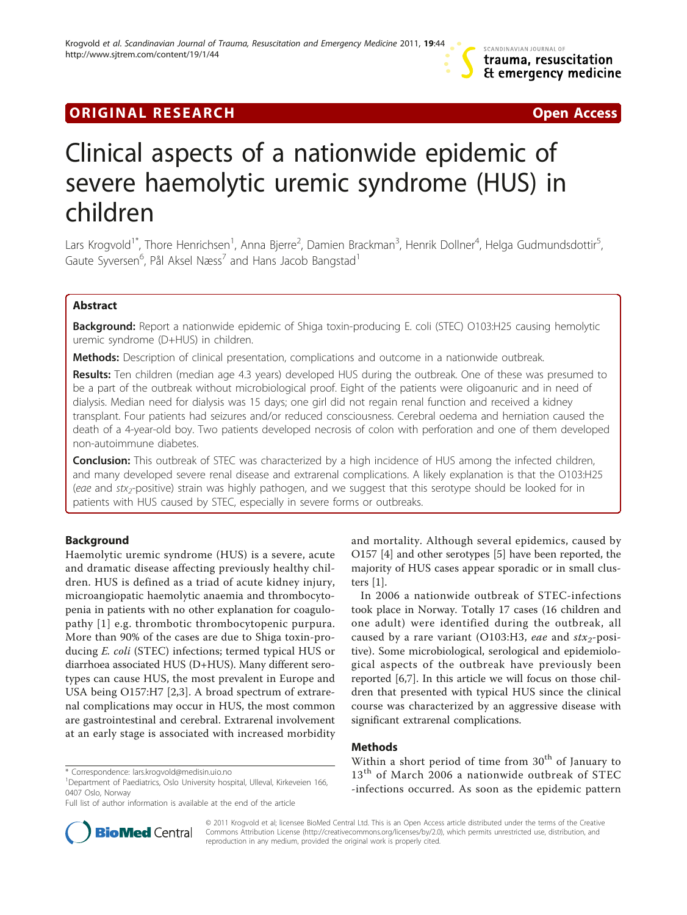ORIGINAL RESEARCH Open Access

# Clinical aspects of a nationwide epidemic of severe haemolytic uremic syndrome (HUS) in children

Lars Krogvold[1*], Thore Henrichsen[1], Anna Bjerre[2], Damien Brackman[3], Henrik Dollner[4], Helga Gudmundsdottir[5], Gaute Syversen[6], Pål Aksel Næss[7] and Hans Jacob Bangstad[1]

## Abstract

**Background:** Report a nationwide epidemic of Shiga toxin-producing E. coli (STEC) O103:H25 causing hemolytic uremic syndrome (D+HUS) in children.

**Methods:** Description of clinical presentation, complications and outcome in a nationwide outbreak.

**Results:** Ten children (median age 4.3 years) developed HUS during the outbreak. One of these was presumed to be a part of the outbreak without microbiological proof. Eight of the patients were oligoanuric and in need of dialysis. Median need for dialysis was 15 days; one girl did not regain renal function and received a kidney transplant. Four patients had seizures and/or reduced consciousness. Cerebral oedema and herniation caused the death of a 4-year-old boy. Two patients developed necrosis of colon with perforation and one of them developed non-autoimmune diabetes.

**Conclusion:** This outbreak of STEC was characterized by a high incidence of HUS among the infected children, and many developed severe renal disease and extrarenal complications. A likely explanation is that the O103:H25 (*eae* and $stx_2$-positive) strain was highly pathogen, and we suggest that this serotype should be looked for in patients with HUS caused by STEC, especially in severe forms or outbreaks.

## Background

Haemolytic uremic syndrome (HUS) is a severe, acute and dramatic disease affecting previously healthy children. HUS is defined as a triad of acute kidney injury, microangiopatic haemolytic anaemia and thrombocytopenia in patients with no other explanation for coagulopathy [1] e.g. thrombotic thrombocytopenic purpura. More than 90% of the cases are due to Shiga toxin-producing *E. coli* (STEC) infections; termed typical HUS or diarrhoea associated HUS (D+HUS). Many different serotypes can cause HUS, the most prevalent in Europe and USA being O157:H7 [2,3]. A broad spectrum of extrarenal complications may occur in HUS, the most common are gastrointestinal and cerebral. Extrarenal involvement at an early stage is associated with increased morbidity and mortality. Although several epidemics, caused by O157 [4] and other serotypes [5] have been reported, the majority of HUS cases appear sporadic or in small clusters [1].

In 2006 a nationwide outbreak of STEC-infections took place in Norway. Totally 17 cases (16 children and one adult) were identified during the outbreak, all caused by a rare variant (O103:H3, *eae* and $stx_2$-positive). Some microbiological, serological and epidemiological aspects of the outbreak have previously been reported [6,7]. In this article we will focus on those children that presented with typical HUS since the clinical course was characterized by an aggressive disease with significant extrarenal complications.

## Methods

Within a short period of time from 30th of January to 13th of March 2006 a nationwide outbreak of STEC-infections occurred. As soon as the epidemic pattern

\* Correspondence: lars.krogvold@medisin.uio.no
[1]Department of Paediatrics, Oslo University hospital, Ulleval, Kirkeveien 166, 0407 Oslo, Norway
Full list of author information is available at the end of the article

© 2011 Krogvold et al; licensee BioMed Central Ltd. This is an Open Access article distributed under the terms of the Creative Commons Attribution License (http://creativecommons.org/licenses/by/2.0), which permits unrestricted use, distribution, and reproduction in any medium, provided the original work is properly cited.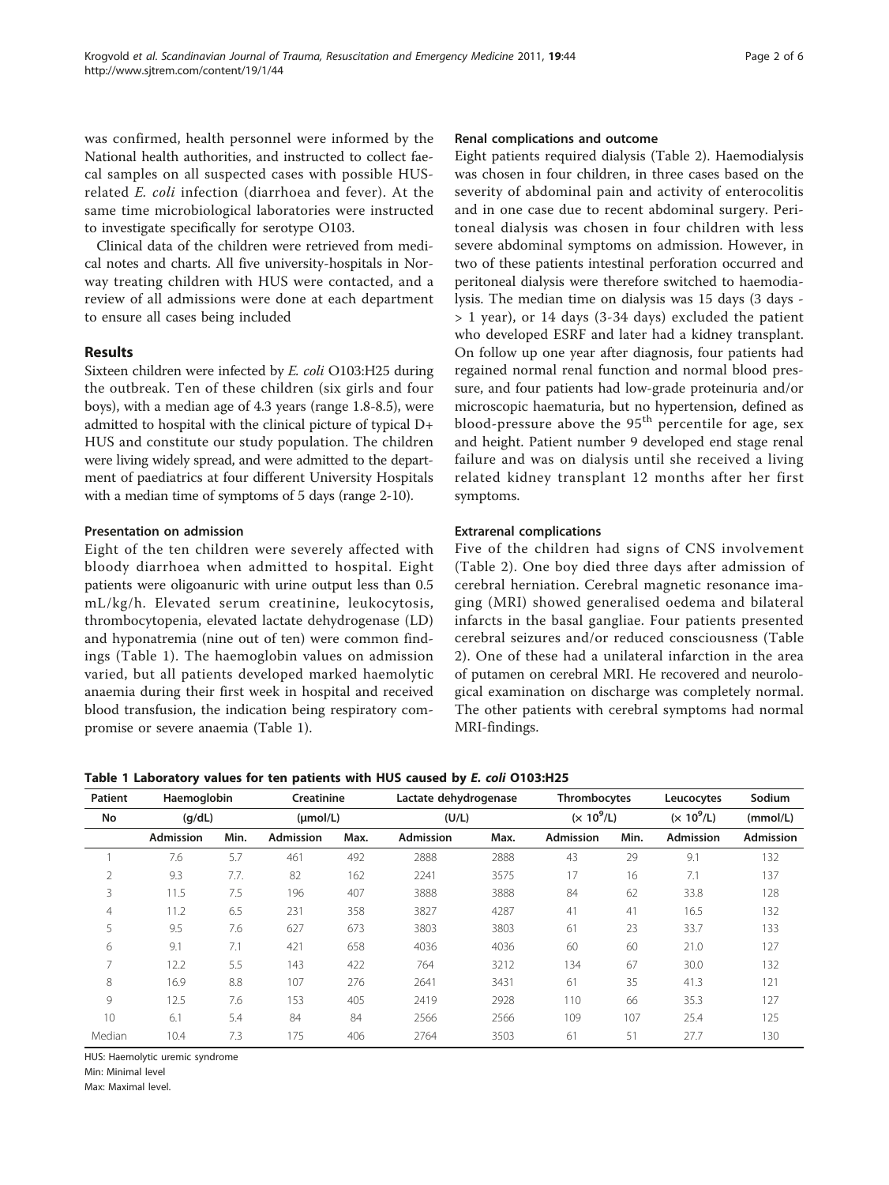was confirmed, health personnel were informed by the National health authorities, and instructed to collect faecal samples on all suspected cases with possible HUS-related *E. coli* infection (diarrhoea and fever). At the same time microbiological laboratories were instructed to investigate specifically for serotype O103.

Clinical data of the children were retrieved from medical notes and charts. All five university-hospitals in Norway treating children with HUS were contacted, and a review of all admissions were done at each department to ensure all cases being included

## Results

Sixteen children were infected by *E. coli* O103:H25 during the outbreak. Ten of these children (six girls and four boys), with a median age of 4.3 years (range 1.8-8.5), were admitted to hospital with the clinical picture of typical D+ HUS and constitute our study population. The children were living widely spread, and were admitted to the department of paediatrics at four different University Hospitals with a median time of symptoms of 5 days (range 2-10).

### Presentation on admission

Eight of the ten children were severely affected with bloody diarrhoea when admitted to hospital. Eight patients were oligoanuric with urine output less than 0.5 mL/kg/h. Elevated serum creatinine, leukocytosis, thrombocytopenia, elevated lactate dehydrogenase (LD) and hyponatremia (nine out of ten) were common findings (Table 1). The haemoglobin values on admission varied, but all patients developed marked haemolytic anaemia during their first week in hospital and received blood transfusion, the indication being respiratory compromise or severe anaemia (Table 1).

### Renal complications and outcome

Eight patients required dialysis (Table 2). Haemodialysis was chosen in four children, in three cases based on the severity of abdominal pain and activity of enterocolitis and in one case due to recent abdominal surgery. Peritoneal dialysis was chosen in four children with less severe abdominal symptoms on admission. However, in two of these patients intestinal perforation occurred and peritoneal dialysis were therefore switched to haemodialysis. The median time on dialysis was 15 days (3 days - > 1 year), or 14 days (3-34 days) excluded the patient who developed ESRF and later had a kidney transplant. On follow up one year after diagnosis, four patients had regained normal renal function and normal blood pressure, and four patients had low-grade proteinuria and/or microscopic haematuria, but no hypertension, defined as blood-pressure above the 95th percentile for age, sex and height. Patient number 9 developed end stage renal failure and was on dialysis until she received a living related kidney transplant 12 months after her first symptoms.

### Extrarenal complications

Five of the children had signs of CNS involvement (Table 2). One boy died three days after admission of cerebral herniation. Cerebral magnetic resonance imaging (MRI) showed generalised oedema and bilateral infarcts in the basal gangliae. Four patients presented cerebral seizures and/or reduced consciousness (Table 2). One of these had a unilateral infarction in the area of putamen on cerebral MRI. He recovered and neurological examination on discharge was completely normal. The other patients with cerebral symptoms had normal MRI-findings.

**Table 1 Laboratory values for ten patients with HUS caused by *E. coli* O103:H25**

| Patient | Haemoglobin | | Creatinine | | Lactate dehydrogenase | | Thrombocytes | | Leucocytes | Sodium |
|---|---|---|---|---|---|---|---|---|---|---|
| No | (g/dL) | | (μmol/L) | | (U/L) | | ($\times 10^9$/L) | | ($\times 10^9$/L) | (mmol/L) |
| | Admission | Min. | Admission | Max. | Admission | Max. | Admission | Min. | Admission | Admission |
| 1 | 7.6 | 5.7 | 461 | 492 | 2888 | 2888 | 43 | 29 | 9.1 | 132 |
| 2 | 9.3 | 7.7. | 82 | 162 | 2241 | 3575 | 17 | 16 | 7.1 | 137 |
| 3 | 11.5 | 7.5 | 196 | 407 | 3888 | 3888 | 84 | 62 | 33.8 | 128 |
| 4 | 11.2 | 6.5 | 231 | 358 | 3827 | 4287 | 41 | 41 | 16.5 | 132 |
| 5 | 9.5 | 7.6 | 627 | 673 | 3803 | 3803 | 61 | 23 | 33.7 | 133 |
| 6 | 9.1 | 7.1 | 421 | 658 | 4036 | 4036 | 60 | 60 | 21.0 | 127 |
| 7 | 12.2 | 5.5 | 143 | 422 | 764 | 3212 | 134 | 67 | 30.0 | 132 |
| 8 | 16.9 | 8.8 | 107 | 276 | 2641 | 3431 | 61 | 35 | 41.3 | 121 |
| 9 | 12.5 | 7.6 | 153 | 405 | 2419 | 2928 | 110 | 66 | 35.3 | 127 |
| 10 | 6.1 | 5.4 | 84 | 84 | 2566 | 2566 | 109 | 107 | 25.4 | 125 |
| Median | 10.4 | 7.3 | 175 | 406 | 2764 | 3503 | 61 | 51 | 27.7 | 130 |

HUS: Haemolytic uremic syndrome

Min: Minimal level

Max: Maximal level.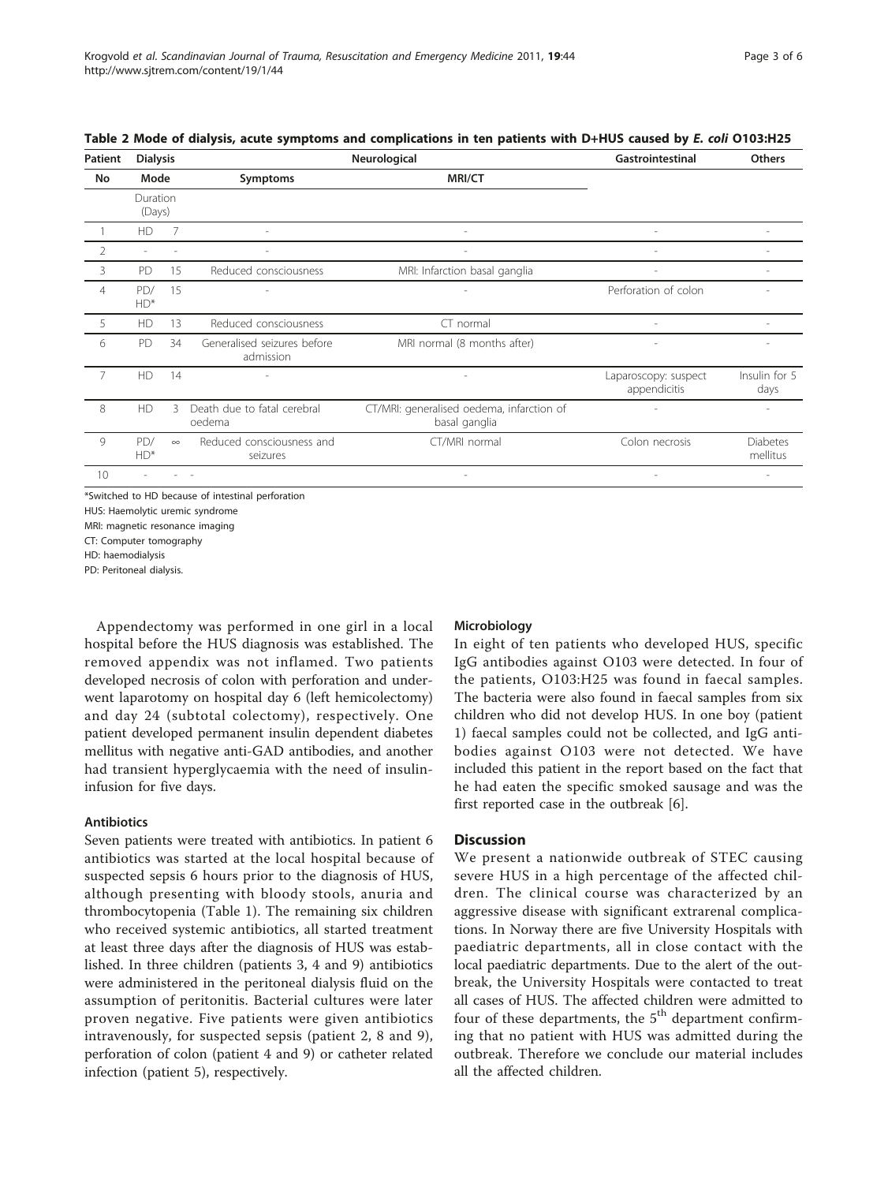**Table 2 Mode of dialysis, acute symptoms and complications in ten patients with D+HUS caused by *E. coli* O103:H25**

| Patient | Dialysis | | Neurological | | Gastrointestinal | Others |
|---|---|---|---|---|---|---|
| No | Mode | Duration (Days) | Symptoms | MRI/CT | | |
| 1 | HD | 7 | - | - | - | - |
| 2 | - | - | - | - | - | - |
| 3 | PD | 15 | Reduced consciousness | MRI: Infarction basal ganglia | - | - |
| 4 | PD/HD* | 15 | - | - | Perforation of colon | - |
| 5 | HD | 13 | Reduced consciousness | CT normal | - | - |
| 6 | PD | 34 | Generalised seizures before admission | MRI normal (8 months after) | - | - |
| 7 | HD | 14 | - | - | Laparoscopy: suspect appendicitis | Insulin for 5 days |
| 8 | HD | 3 | Death due to fatal cerebral oedema | CT/MRI: generalised oedema, infarction of basal ganglia | - | - |
| 9 | PD/HD* | ∞ | Reduced consciousness and seizures | CT/MRI normal | Colon necrosis | Diabetes mellitus |
| 10 | - | - | - | - | - | - |

*Switched to HD because of intestinal perforation

HUS: Haemolytic uremic syndrome

MRI: magnetic resonance imaging

CT: Computer tomography

HD: haemodialysis

PD: Peritoneal dialysis.

Appendectomy was performed in one girl in a local hospital before the HUS diagnosis was established. The removed appendix was not inflamed. Two patients developed necrosis of colon with perforation and underwent laparotomy on hospital day 6 (left hemicolectomy) and day 24 (subtotal colectomy), respectively. One patient developed permanent insulin dependent diabetes mellitus with negative anti-GAD antibodies, and another had transient hyperglycaemia with the need of insulin-infusion for five days.

### Antibiotics

Seven patients were treated with antibiotics. In patient 6 antibiotics was started at the local hospital because of suspected sepsis 6 hours prior to the diagnosis of HUS, although presenting with bloody stools, anuria and thrombocytopenia (Table 1). The remaining six children who received systemic antibiotics, all started treatment at least three days after the diagnosis of HUS was established. In three children (patients 3, 4 and 9) antibiotics were administered in the peritoneal dialysis fluid on the assumption of peritonitis. Bacterial cultures were later proven negative. Five patients were given antibiotics intravenously, for suspected sepsis (patient 2, 8 and 9), perforation of colon (patient 4 and 9) or catheter related infection (patient 5), respectively.

### Microbiology

In eight of ten patients who developed HUS, specific IgG antibodies against O103 were detected. In four of the patients, O103:H25 was found in faecal samples. The bacteria were also found in faecal samples from six children who did not develop HUS. In one boy (patient 1) faecal samples could not be collected, and IgG antibodies against O103 were not detected. We have included this patient in the report based on the fact that he had eaten the specific smoked sausage and was the first reported case in the outbreak [6].

## Discussion

We present a nationwide outbreak of STEC causing severe HUS in a high percentage of the affected children. The clinical course was characterized by an aggressive disease with significant extrarenal complications. In Norway there are five University Hospitals with paediatric departments, all in close contact with the local paediatric departments. Due to the alert of the outbreak, the University Hospitals were contacted to treat all cases of HUS. The affected children were admitted to four of these departments, the 5th department confirming that no patient with HUS was admitted during the outbreak. Therefore we conclude our material includes all the affected children.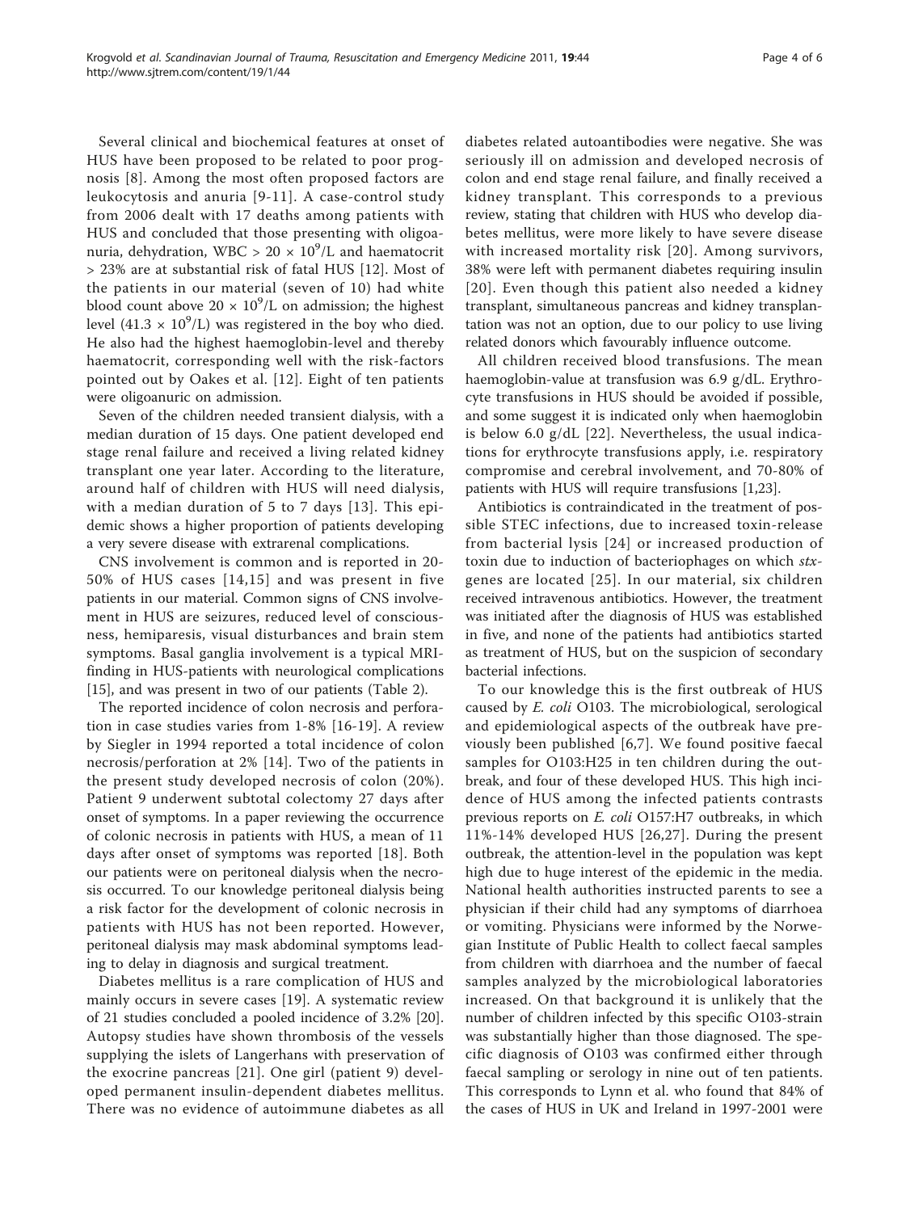Several clinical and biochemical features at onset of HUS have been proposed to be related to poor prognosis [8]. Among the most often proposed factors are leukocytosis and anuria [9-11]. A case-control study from 2006 dealt with 17 deaths among patients with HUS and concluded that those presenting with oligoanuria, dehydration, WBC > 20 × $10^9$/L and haematocrit > 23% are at substantial risk of fatal HUS [12]. Most of the patients in our material (seven of 10) had white blood count above 20 × $10^9$/L on admission; the highest level (41.3 × $10^9$/L) was registered in the boy who died. He also had the highest haemoglobin-level and thereby haematocrit, corresponding well with the risk-factors pointed out by Oakes et al. [12]. Eight of ten patients were oligoanuric on admission.

Seven of the children needed transient dialysis, with a median duration of 15 days. One patient developed end stage renal failure and received a living related kidney transplant one year later. According to the literature, around half of children with HUS will need dialysis, with a median duration of 5 to 7 days [13]. This epidemic shows a higher proportion of patients developing a very severe disease with extrarenal complications.

CNS involvement is common and is reported in 20-50% of HUS cases [14,15] and was present in five patients in our material. Common signs of CNS involvement in HUS are seizures, reduced level of consciousness, hemiparesis, visual disturbances and brain stem symptoms. Basal ganglia involvement is a typical MRI-finding in HUS-patients with neurological complications [15], and was present in two of our patients (Table 2).

The reported incidence of colon necrosis and perforation in case studies varies from 1-8% [16-19]. A review by Siegler in 1994 reported a total incidence of colon necrosis/perforation at 2% [14]. Two of the patients in the present study developed necrosis of colon (20%). Patient 9 underwent subtotal colectomy 27 days after onset of symptoms. In a paper reviewing the occurrence of colonic necrosis in patients with HUS, a mean of 11 days after onset of symptoms was reported [18]. Both our patients were on peritoneal dialysis when the necrosis occurred. To our knowledge peritoneal dialysis being a risk factor for the development of colonic necrosis in patients with HUS has not been reported. However, peritoneal dialysis may mask abdominal symptoms leading to delay in diagnosis and surgical treatment.

Diabetes mellitus is a rare complication of HUS and mainly occurs in severe cases [19]. A systematic review of 21 studies concluded a pooled incidence of 3.2% [20]. Autopsy studies have shown thrombosis of the vessels supplying the islets of Langerhans with preservation of the exocrine pancreas [21]. One girl (patient 9) developed permanent insulin-dependent diabetes mellitus. There was no evidence of autoimmune diabetes as all diabetes related autoantibodies were negative. She was seriously ill on admission and developed necrosis of colon and end stage renal failure, and finally received a kidney transplant. This corresponds to a previous review, stating that children with HUS who develop diabetes mellitus, were more likely to have severe disease with increased mortality risk [20]. Among survivors, 38% were left with permanent diabetes requiring insulin [20]. Even though this patient also needed a kidney transplant, simultaneous pancreas and kidney transplantation was not an option, due to our policy to use living related donors which favourably influence outcome.

All children received blood transfusions. The mean haemoglobin-value at transfusion was 6.9 g/dL. Erythrocyte transfusions in HUS should be avoided if possible, and some suggest it is indicated only when haemoglobin is below 6.0 g/dL [22]. Nevertheless, the usual indications for erythrocyte transfusions apply, i.e. respiratory compromise and cerebral involvement, and 70-80% of patients with HUS will require transfusions [1,23].

Antibiotics is contraindicated in the treatment of possible STEC infections, due to increased toxin-release from bacterial lysis [24] or increased production of toxin due to induction of bacteriophages on which *stx*-genes are located [25]. In our material, six children received intravenous antibiotics. However, the treatment was initiated after the diagnosis of HUS was established in five, and none of the patients had antibiotics started as treatment of HUS, but on the suspicion of secondary bacterial infections.

To our knowledge this is the first outbreak of HUS caused by *E. coli* O103. The microbiological, serological and epidemiological aspects of the outbreak have previously been published [6,7]. We found positive faecal samples for O103:H25 in ten children during the outbreak, and four of these developed HUS. This high incidence of HUS among the infected patients contrasts previous reports on *E. coli* O157:H7 outbreaks, in which 11%-14% developed HUS [26,27]. During the present outbreak, the attention-level in the population was kept high due to huge interest of the epidemic in the media. National health authorities instructed parents to see a physician if their child had any symptoms of diarrhoea or vomiting. Physicians were informed by the Norwegian Institute of Public Health to collect faecal samples from children with diarrhoea and the number of faecal samples analyzed by the microbiological laboratories increased. On that background it is unlikely that the number of children infected by this specific O103-strain was substantially higher than those diagnosed. The specific diagnosis of O103 was confirmed either through faecal sampling or serology in nine out of ten patients. This corresponds to Lynn et al. who found that 84% of the cases of HUS in UK and Ireland in 1997-2001 were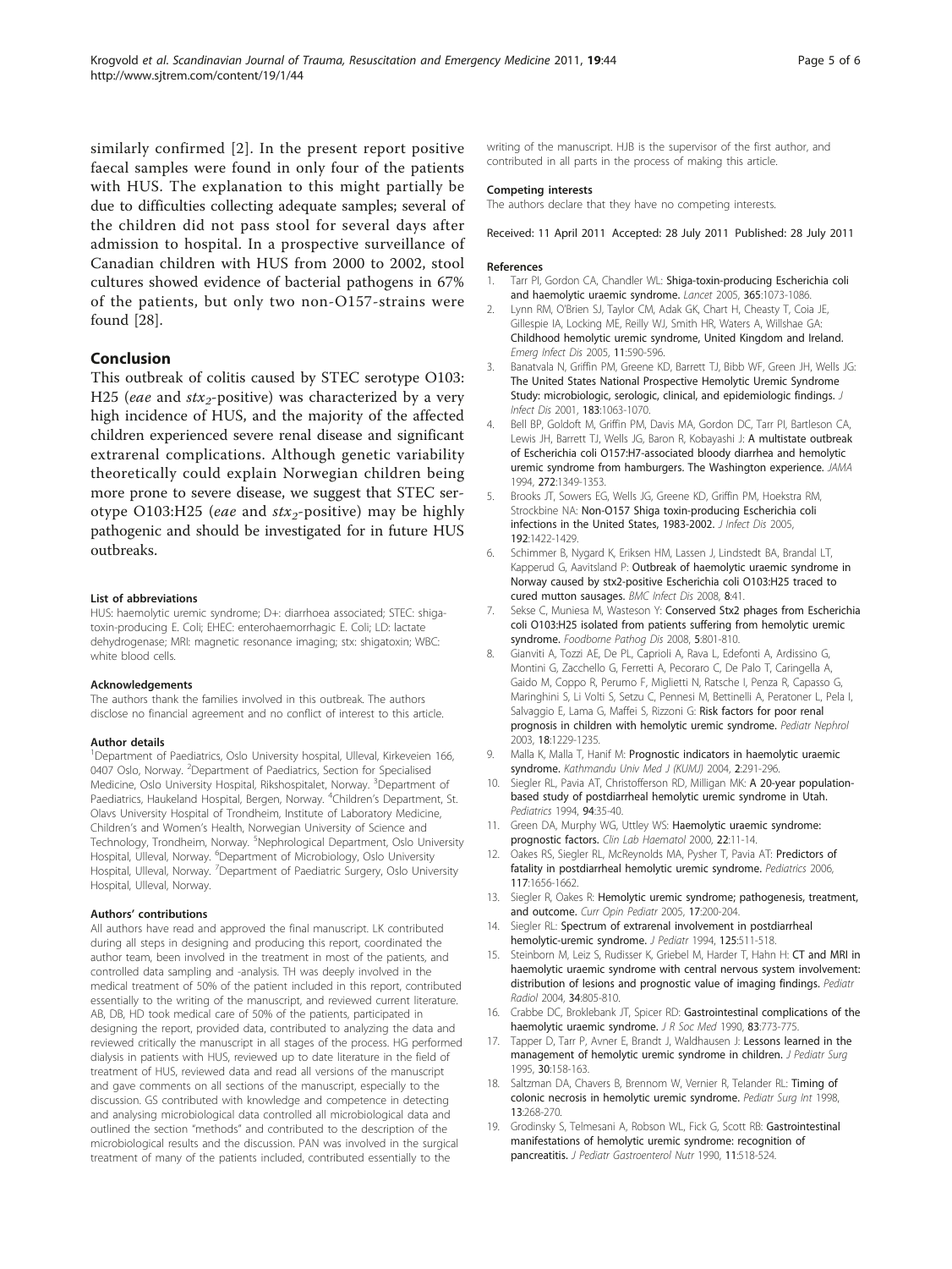similarly confirmed [2]. In the present report positive faecal samples were found in only four of the patients with HUS. The explanation to this might partially be due to difficulties collecting adequate samples; several of the children did not pass stool for several days after admission to hospital. In a prospective surveillance of Canadian children with HUS from 2000 to 2002, stool cultures showed evidence of bacterial pathogens in 67% of the patients, but only two non-O157-strains were found [28].

## Conclusion

This outbreak of colitis caused by STEC serotype O103:H25 (*eae* and $stx_2$-positive) was characterized by a very high incidence of HUS, and the majority of the affected children experienced severe renal disease and significant extrarenal complications. Although genetic variability theoretically could explain Norwegian children being more prone to severe disease, we suggest that STEC serotype O103:H25 (*eae* and $stx_2$-positive) may be highly pathogenic and should be investigated for in future HUS outbreaks.

#### List of abbreviations

HUS: haemolytic uremic syndrome; D+: diarrhoea associated; STEC: shiga-toxin-producing E. Coli; EHEC: enterohaemorrhagic E. Coli; LD: lactate dehydrogenase; MRI: magnetic resonance imaging; stx: shigatoxin; WBC: white blood cells.

#### Acknowledgements

The authors thank the families involved in this outbreak. The authors disclose no financial agreement and no conflict of interest to this article.

#### Author details

[1]Department of Paediatrics, Oslo University hospital, Ulleval, Kirkeveien 166, 0407 Oslo, Norway. [2]Department of Paediatrics, Section for Specialised Medicine, Oslo University Hospital, Rikshospitalet, Norway. [3]Department of Paediatrics, Haukeland Hospital, Bergen, Norway. [4]Children's Department, St. Olavs University Hospital of Trondheim, Institute of Laboratory Medicine, Children's and Women's Health, Norwegian University of Science and Technology, Trondheim, Norway. [5]Nephrological Department, Oslo University Hospital, Ulleval, Norway. [6]Department of Microbiology, Oslo University Hospital, Ulleval, Norway. [7]Department of Paediatric Surgery, Oslo University Hospital, Ulleval, Norway.

#### Authors' contributions

All authors have read and approved the final manuscript. LK contributed during all steps in designing and producing this report, coordinated the author team, been involved in the treatment in most of the patients, and controlled data sampling and -analysis. TH was deeply involved in the medical treatment of 50% of the patient included in this report, contributed essentially to the writing of the manuscript, and reviewed current literature. AB, DB, HD took medical care of 50% of the patients, participated in designing the report, provided data, contributed to analyzing the data and reviewed critically the manuscript in all stages of the process. HG performed dialysis in patients with HUS, reviewed up to date literature in the field of treatment of HUS, reviewed data and read all versions of the manuscript and gave comments on all sections of the manuscript, especially to the discussion. GS contributed with knowledge and competence in detecting and analysing microbiological data controlled all microbiological data and outlined the section "methods" and contributed to the description of the microbiological results and the discussion. PAN was involved in the surgical treatment of many of the patients included, contributed essentially to the writing of the manuscript. HJB is the supervisor of the first author, and contributed in all parts in the process of making this article.

#### Competing interests

The authors declare that they have no competing interests.

Received: 11 April 2011 Accepted: 28 July 2011 Published: 28 July 2011

#### References

1. Tarr PI, Gordon CA, Chandler WL: Shiga-toxin-producing Escherichia coli and haemolytic uraemic syndrome. *Lancet* 2005, 365:1073-1086.
2. Lynn RM, O'Brien SJ, Taylor CM, Adak GK, Chart H, Cheasty T, Coia JE, Gillespie IA, Locking ME, Reilly WJ, Smith HR, Waters A, Willshae GA: Childhood hemolytic uremic syndrome, United Kingdom and Ireland. *Emerg Infect Dis* 2005, 11:590-596.
3. Banatvala N, Griffin PM, Greene KD, Barrett TJ, Bibb WF, Green JH, Wells JG: The United States National Prospective Hemolytic Uremic Syndrome Study: microbiologic, serologic, clinical, and epidemiologic findings. *J Infect Dis* 2001, 183:1063-1070.
4. Bell BP, Goldoft M, Griffin PM, Davis MA, Gordon DC, Tarr PI, Bartleson CA, Lewis JH, Barrett TJ, Wells JG, Baron R, Kobayashi J: A multistate outbreak of Escherichia coli O157:H7-associated bloody diarrhea and hemolytic uremic syndrome from hamburgers. The Washington experience. *JAMA* 1994, 272:1349-1353.
5. Brooks JT, Sowers EG, Wells JG, Greene KD, Griffin PM, Hoekstra RM, Strockbine NA: Non-O157 Shiga toxin-producing Escherichia coli infections in the United States, 1983-2002. *J Infect Dis* 2005, 192:1422-1429.
6. Schimmer B, Nygard K, Eriksen HM, Lassen J, Lindstedt BA, Brandal LT, Kapperud G, Aavitsland P: Outbreak of haemolytic uraemic syndrome in Norway caused by stx2-positive Escherichia coli O103:H25 traced to cured mutton sausages. *BMC Infect Dis* 2008, 8:41.
7. Sekse C, Muniesa M, Wasteson Y: Conserved Stx2 phages from Escherichia coli O103:H25 isolated from patients suffering from hemolytic uremic syndrome. *Foodborne Pathog Dis* 2008, 5:801-810.
8. Gianviti A, Tozzi AE, De PL, Caprioli A, Rava L, Edefonti A, Ardissino G, Montini G, Zacchello G, Ferretti A, Pecoraro C, De Palo T, Caringella A, Gaido M, Coppo R, Perumo F, Miglietti N, Ratsche I, Penza R, Capasso G, Maringhini S, Li Volti S, Setzu C, Pennesi M, Bettinelli A, Peratoner L, Pela I, Salvaggio E, Lama G, Maffei S, Rizzoni G: Risk factors for poor renal prognosis in children with hemolytic uremic syndrome. *Pediatr Nephrol* 2003, 18:1229-1235.
9. Malla K, Malla T, Hanif M: Prognostic indicators in haemolytic uraemic syndrome. *Kathmandu Univ Med J (KUMJ)* 2004, 2:291-296.
10. Siegler RL, Pavia AT, Christofferson RD, Milligan MK: A 20-year population-based study of postdiarrheal hemolytic uremic syndrome in Utah. *Pediatrics* 1994, 94:35-40.
11. Green DA, Murphy WG, Uttley WS: Haemolytic uraemic syndrome: prognostic factors. *Clin Lab Haematol* 2000, 22:11-14.
12. Oakes RS, Siegler RL, McReynolds MA, Pysher T, Pavia AT: Predictors of fatality in postdiarrheal hemolytic uremic syndrome. *Pediatrics* 2006, 117:1656-1662.
13. Siegler R, Oakes R: Hemolytic uremic syndrome; pathogenesis, treatment, and outcome. *Curr Opin Pediatr* 2005, 17:200-204.
14. Siegler RL: Spectrum of extrarenal involvement in postdiarrheal hemolytic-uremic syndrome. *J Pediatr* 1994, 125:511-518.
15. Steinborn M, Leiz S, Rudisser K, Griebel M, Harder T, Hahn H: CT and MRI in haemolytic uraemic syndrome with central nervous system involvement: distribution of lesions and prognostic value of imaging findings. *Pediatr Radiol* 2004, 34:805-810.
16. Crabbe DC, Broklebank JT, Spicer RD: Gastrointestinal complications of the haemolytic uraemic syndrome. *J R Soc Med* 1990, 83:773-775.
17. Tapper D, Tarr P, Avner E, Brandt J, Waldhausen J: Lessons learned in the management of hemolytic uremic syndrome in children. *J Pediatr Surg* 1995, 30:158-163.
18. Saltzman DA, Chavers B, Brennom W, Vernier R, Telander RL: Timing of colonic necrosis in hemolytic uremic syndrome. *Pediatr Surg Int* 1998, 13:268-270.
19. Grodinsky S, Telmesani A, Robson WL, Fick G, Scott RB: Gastrointestinal manifestations of hemolytic uremic syndrome: recognition of pancreatitis. *J Pediatr Gastroenterol Nutr* 1990, 11:518-524.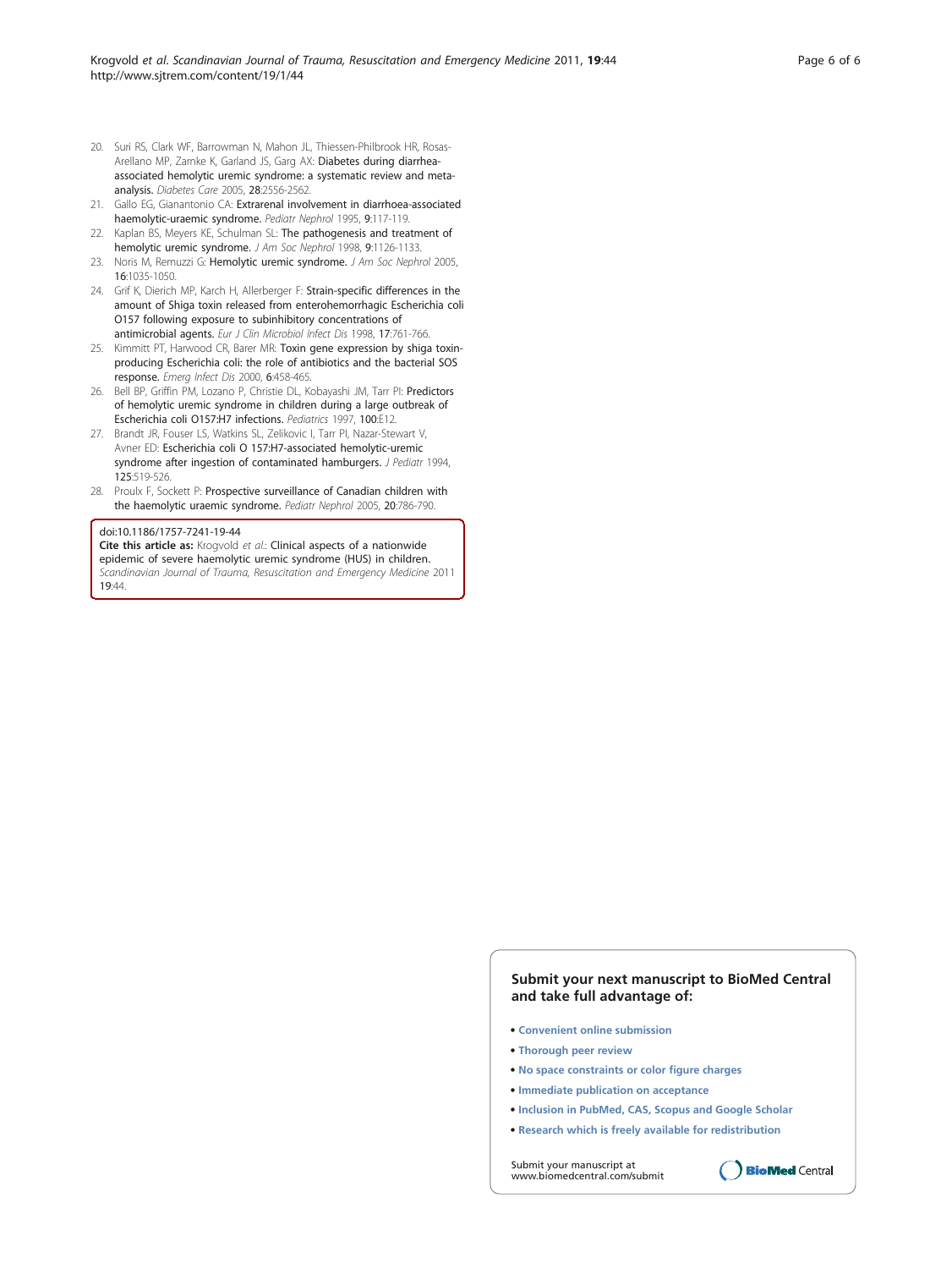20. Suri RS, Clark WF, Barrowman N, Mahon JL, Thiessen-Philbrook HR, Rosas-Arellano MP, Zarnke K, Garland JS, Garg AX: **Diabetes during diarrhea-associated hemolytic uremic syndrome: a systematic review and meta-analysis.** *Diabetes Care* 2005, **28**:2556-2562.
21. Gallo EG, Gianantonio CA: **Extrarenal involvement in diarrhoea-associated haemolytic-uraemic syndrome.** *Pediatr Nephrol* 1995, **9**:117-119.
22. Kaplan BS, Meyers KE, Schulman SL: **The pathogenesis and treatment of hemolytic uremic syndrome.** *J Am Soc Nephrol* 1998, **9**:1126-1133.
23. Noris M, Remuzzi G: **Hemolytic uremic syndrome.** *J Am Soc Nephrol* 2005, **16**:1035-1050.
24. Grif K, Dierich MP, Karch H, Allerberger F: **Strain-specific differences in the amount of Shiga toxin released from enterohemorrhagic Escherichia coli O157 following exposure to subinhibitory concentrations of antimicrobial agents.** *Eur J Clin Microbiol Infect Dis* 1998, **17**:761-766.
25. Kimmitt PT, Harwood CR, Barer MR: **Toxin gene expression by shiga toxin-producing Escherichia coli: the role of antibiotics and the bacterial SOS response.** *Emerg Infect Dis* 2000, **6**:458-465.
26. Bell BP, Griffin PM, Lozano P, Christie DL, Kobayashi JM, Tarr PI: **Predictors of hemolytic uremic syndrome in children during a large outbreak of Escherichia coli O157:H7 infections.** *Pediatrics* 1997, **100**:E12.
27. Brandt JR, Fouser LS, Watkins SL, Zelikovic I, Tarr PI, Nazar-Stewart V, Avner ED: **Escherichia coli O 157:H7-associated hemolytic-uremic syndrome after ingestion of contaminated hamburgers.** *J Pediatr* 1994, **125**:519-526.
28. Proulx F, Sockett P: **Prospective surveillance of Canadian children with the haemolytic uraemic syndrome.** *Pediatr Nephrol* 2005, **20**:786-790.

doi:10.1186/1757-7241-19-44
**Cite this article as:** Krogvold *et al.*: Clinical aspects of a nationwide epidemic of severe haemolytic uremic syndrome (HUS) in children. *Scandinavian Journal of Trauma, Resuscitation and Emergency Medicine* 2011 19:44.

**Submit your next manuscript to BioMed Central and take full advantage of:**

- Convenient online submission
- Thorough peer review
- No space constraints or color figure charges
- Immediate publication on acceptance
- Inclusion in PubMed, CAS, Scopus and Google Scholar
- Research which is freely available for redistribution

Submit your manuscript at
www.biomedcentral.com/submit

BioMed Central